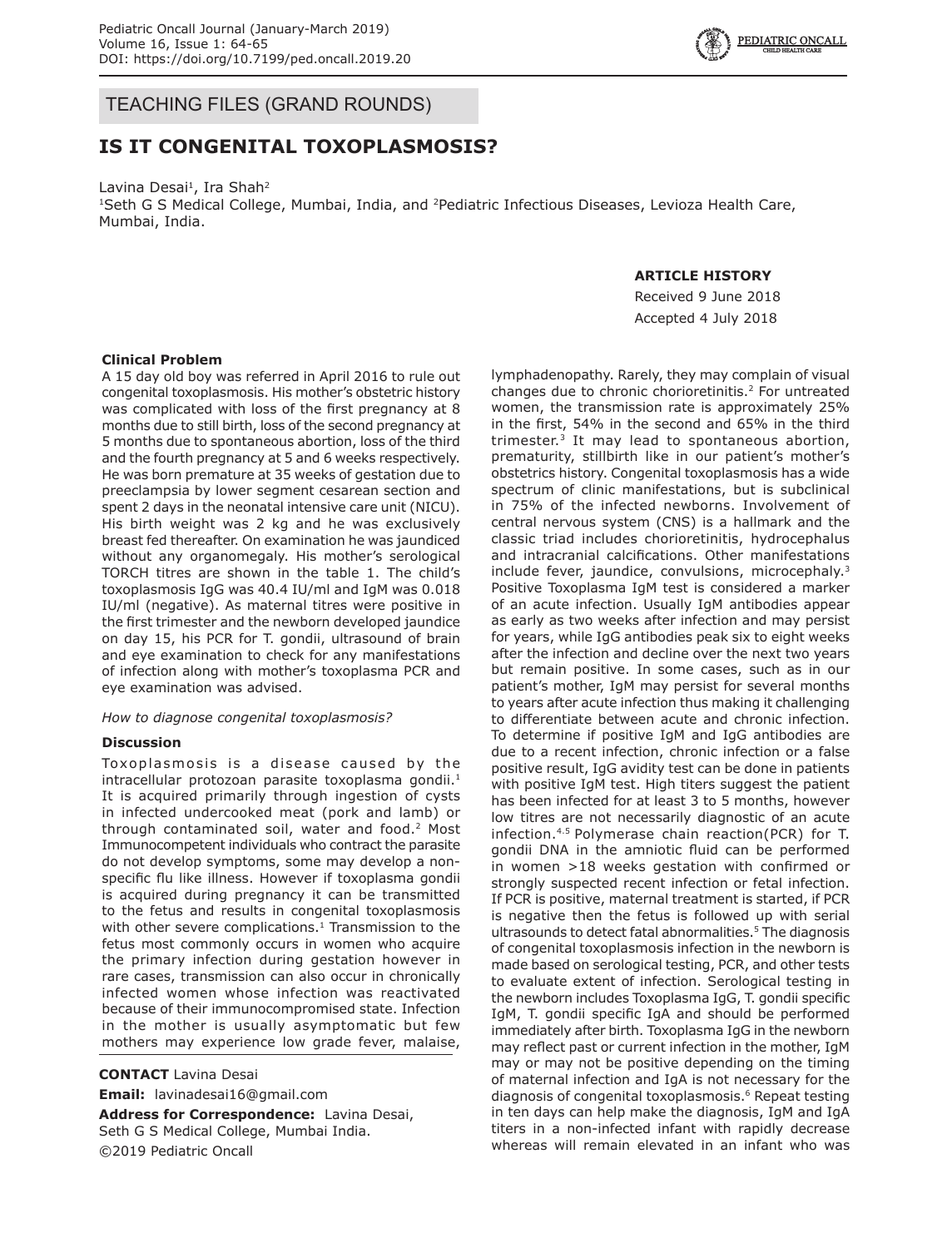## TEACHING FILES (GRAND ROUNDS)

# IS IT CONGENITAL TOXOPLASMOSIS?

Lavina Desai[1], Ira Shah[2]

[1]Seth G S Medical College, Mumbai, India, and [2]Pediatric Infectious Diseases, Levioza Health Care, Mumbai, India.

**ARTICLE HISTORY**

Received 9 June 2018

Accepted 4 July 2018

### Clinical Problem

A 15 day old boy was referred in April 2016 to rule out congenital toxoplasmosis. His mother's obstetric history was complicated with loss of the first pregnancy at 8 months due to still birth, loss of the second pregnancy at 5 months due to spontaneous abortion, loss of the third and the fourth pregnancy at 5 and 6 weeks respectively. He was born premature at 35 weeks of gestation due to preeclampsia by lower segment cesarean section and spent 2 days in the neonatal intensive care unit (NICU). His birth weight was 2 kg and he was exclusively breast fed thereafter. On examination he was jaundiced without any organomegaly. His mother's serological TORCH titres are shown in the table 1. The child's toxoplasmosis IgG was 40.4 IU/ml and IgM was 0.018 IU/ml (negative). As maternal titres were positive in the first trimester and the newborn developed jaundice on day 15, his PCR for T. gondii, ultrasound of brain and eye examination to check for any manifestations of infection along with mother's toxoplasma PCR and eye examination was advised.

*How to diagnose congenital toxoplasmosis?*

### Discussion

Toxoplasmosis is a disease caused by the intracellular protozoan parasite toxoplasma gondii.[1] It is acquired primarily through ingestion of cysts in infected undercooked meat (pork and lamb) or through contaminated soil, water and food.[2] Most Immunocompetent individuals who contract the parasite do not develop symptoms, some may develop a non-specific flu like illness. However if toxoplasma gondii is acquired during pregnancy it can be transmitted to the fetus and results in congenital toxoplasmosis with other severe complications.[1] Transmission to the fetus most commonly occurs in women who acquire the primary infection during gestation however in rare cases, transmission can also occur in chronically infected women whose infection was reactivated because of their immunocompromised state. Infection in the mother is usually asymptomatic but few mothers may experience low grade fever, malaise, lymphadenopathy. Rarely, they may complain of visual changes due to chronic chorioretinitis.[2] For untreated women, the transmission rate is approximately 25% in the first, 54% in the second and 65% in the third trimester.[3] It may lead to spontaneous abortion, prematurity, stillbirth like in our patient's mother's obstetrics history. Congenital toxoplasmosis has a wide spectrum of clinic manifestations, but is subclinical in 75% of the infected newborns. Involvement of central nervous system (CNS) is a hallmark and the classic triad includes chorioretinitis, hydrocephalus and intracranial calcifications. Other manifestations include fever, jaundice, convulsions, microcephaly.[3] Positive Toxoplasma IgM test is considered a marker of an acute infection. Usually IgM antibodies appear as early as two weeks after infection and may persist for years, while IgG antibodies peak six to eight weeks after the infection and decline over the next two years but remain positive. In some cases, such as in our patient's mother, IgM may persist for several months to years after acute infection thus making it challenging to differentiate between acute and chronic infection. To determine if positive IgM and IgG antibodies are due to a recent infection, chronic infection or a false positive result, IgG avidity test can be done in patients with positive IgM test. High titers suggest the patient has been infected for at least 3 to 5 months, however low titres are not necessarily diagnostic of an acute infection.[4,5] Polymerase chain reaction(PCR) for T. gondii DNA in the amniotic fluid can be performed in women >18 weeks gestation with confirmed or strongly suspected recent infection or fetal infection. If PCR is positive, maternal treatment is started, if PCR is negative then the fetus is followed up with serial ultrasounds to detect fatal abnormalities.[5] The diagnosis of congenital toxoplasmosis infection in the newborn is made based on serological testing, PCR, and other tests to evaluate extent of infection. Serological testing in the newborn includes Toxoplasma IgG, T. gondii specific IgM, T. gondii specific IgA and should be performed immediately after birth. Toxoplasma IgG in the newborn may reflect past or current infection in the mother, IgM may or may not be positive depending on the timing of maternal infection and IgA is not necessary for the diagnosis of congenital toxoplasmosis.[6] Repeat testing in ten days can help make the diagnosis, IgM and IgA titers in a non-infected infant with rapidly decrease whereas will remain elevated in an infant who was

**CONTACT** Lavina Desai

**Email:** lavinadesai16@gmail.com

**Address for Correspondence:** Lavina Desai, Seth G S Medical College, Mumbai India.

©2019 Pediatric Oncall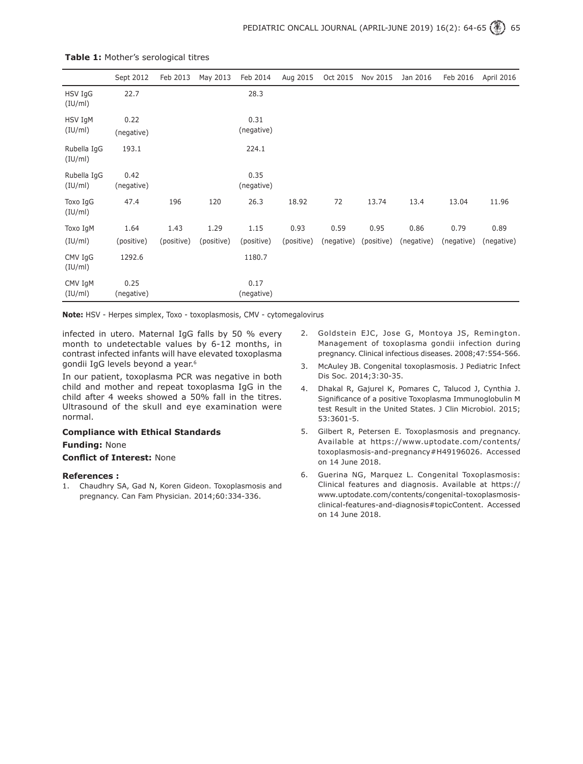**Table 1:** Mother's serological titres

| | Sept 2012 | Feb 2013 | May 2013 | Feb 2014 | Aug 2015 | Oct 2015 | Nov 2015 | Jan 2016 | Feb 2016 | April 2016 |
|---|---|---|---|---|---|---|---|---|---|---|
| HSV IgG (IU/ml) | 22.7 | | | 28.3 | | | | | | |
| HSV IgM (IU/ml) | 0.22 (negative) | | | 0.31 (negative) | | | | | | |
| Rubella IgG (IU/ml) | 193.1 | | | 224.1 | | | | | | |
| Rubella IgG (IU/ml) | 0.42 (negative) | | | 0.35 (negative) | | | | | | |
| Toxo IgG (IU/ml) | 47.4 | 196 | 120 | 26.3 | 18.92 | 72 | 13.74 | 13.4 | 13.04 | 11.96 |
| Toxo IgM (IU/ml) | 1.64 (positive) | 1.43 (positive) | 1.29 (positive) | 1.15 (positive) | 0.93 (positive) | 0.59 (negative) | 0.95 (positive) | 0.86 (negative) | 0.79 (negative) | 0.89 (negative) |
| CMV IgG (IU/ml) | 1292.6 | | | 1180.7 | | | | | | |
| CMV IgM (IU/ml) | 0.25 (negative) | | | 0.17 (negative) | | | | | | |

**Note:** HSV - Herpes simplex, Toxo - toxoplasmosis, CMV - cytomegalovirus

infected in utero. Maternal IgG falls by 50 % every month to undetectable values by 6-12 months, in contrast infected infants will have elevated toxoplasma gondii IgG levels beyond a year.[6]

In our patient, toxoplasma PCR was negative in both child and mother and repeat toxoplasma IgG in the child after 4 weeks showed a 50% fall in the titres. Ultrasound of the skull and eye examination were normal.

**Compliance with Ethical Standards**

**Funding:** None

**Conflict of Interest:** None

**References :**

1. Chaudhry SA, Gad N, Koren Gideon. Toxoplasmosis and pregnancy. Can Fam Physician. 2014;60:334-336.
2. Goldstein EJC, Jose G, Montoya JS, Remington. Management of toxoplasma gondii infection during pregnancy. Clinical infectious diseases. 2008;47:554-566.
3. McAuley JB. Congenital toxoplasmosis. J Pediatric Infect Dis Soc. 2014;3:30-35.
4. Dhakal R, Gajurel K, Pomares C, Talucod J, Cynthia J. Significance of a positive Toxoplasma Immunoglobulin M test Result in the United States. J Clin Microbiol. 2015; 53:3601-5.
5. Gilbert R, Petersen E. Toxoplasmosis and pregnancy. Available at https://www.uptodate.com/contents/toxoplasmosis-and-pregnancy#H49196026. Accessed on 14 June 2018.
6. Guerina NG, Marquez L. Congenital Toxoplasmosis: Clinical features and diagnosis. Available at https://www.uptodate.com/contents/congenital-toxoplasmosis-clinical-features-and-diagnosis#topicContent. Accessed on 14 June 2018.